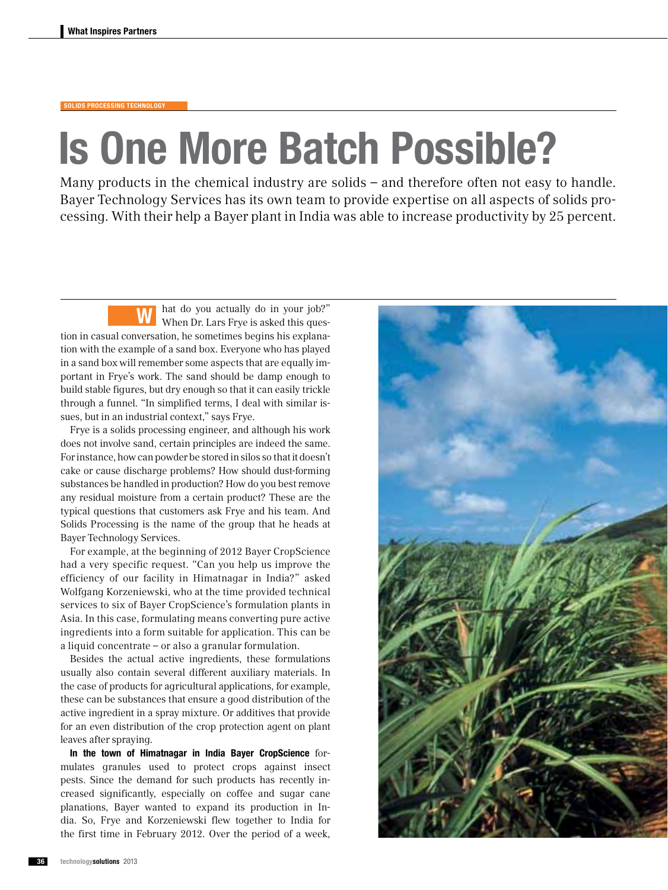SOLIDS PROCESSING TECHNOLOGY

# Is One More Batch Possible?

Many products in the chemical industry are solids – and therefore often not easy to handle. Bayer Technology Services has its own team to provide expertise on all aspects of solids processing. With their help a Bayer plant in India was able to increase productivity by 25 percent.

"What do you actually do in your job?" When Dr. Lars Frye is asked this question in casual conversation, he sometimes begins his explanation with the example of a sand box. Everyone who has played in a sand box will remember some aspects that are equally important in Frye's work. The sand should be damp enough to build stable figures, but dry enough so that it can easily trickle through a funnel. "In simplified terms, I deal with similar issues, but in an industrial context," says Frye.

Frye is a solids processing engineer, and although his work does not involve sand, certain principles are indeed the same. For instance, how can powder be stored in silos so that it doesn't cake or cause discharge problems? How should dust-forming substances be handled in production? How do you best remove any residual moisture from a certain product? These are the typical questions that customers ask Frye and his team. And Solids Processing is the name of the group that he heads at Bayer Technology Services.

For example, at the beginning of 2012 Bayer CropScience had a very specific request. "Can you help us improve the efficiency of our facility in Himatnagar in India?" asked Wolfgang Korzeniewski, who at the time provided technical services to six of Bayer CropScience's formulation plants in Asia. In this case, formulating means converting pure active ingredients into a form suitable for application. This can be a liquid concentrate – or also a granular formulation.

Besides the actual active ingredients, these formulations usually also contain several different auxiliary materials. In the case of products for agricultural applications, for example, these can be substances that ensure a good distribution of the active ingredient in a spray mixture. Or additives that provide for an even distribution of the crop protection agent on plant leaves after spraying.

**In the town of Himatnagar in India Bayer CropScience** formulates granules used to protect crops against insect pests. Since the demand for such products has recently increased significantly, especially on coffee and sugar cane planations, Bayer wanted to expand its production in India. So, Frye and Korzeniewski flew together to India for the first time in February 2012. Over the period of a week,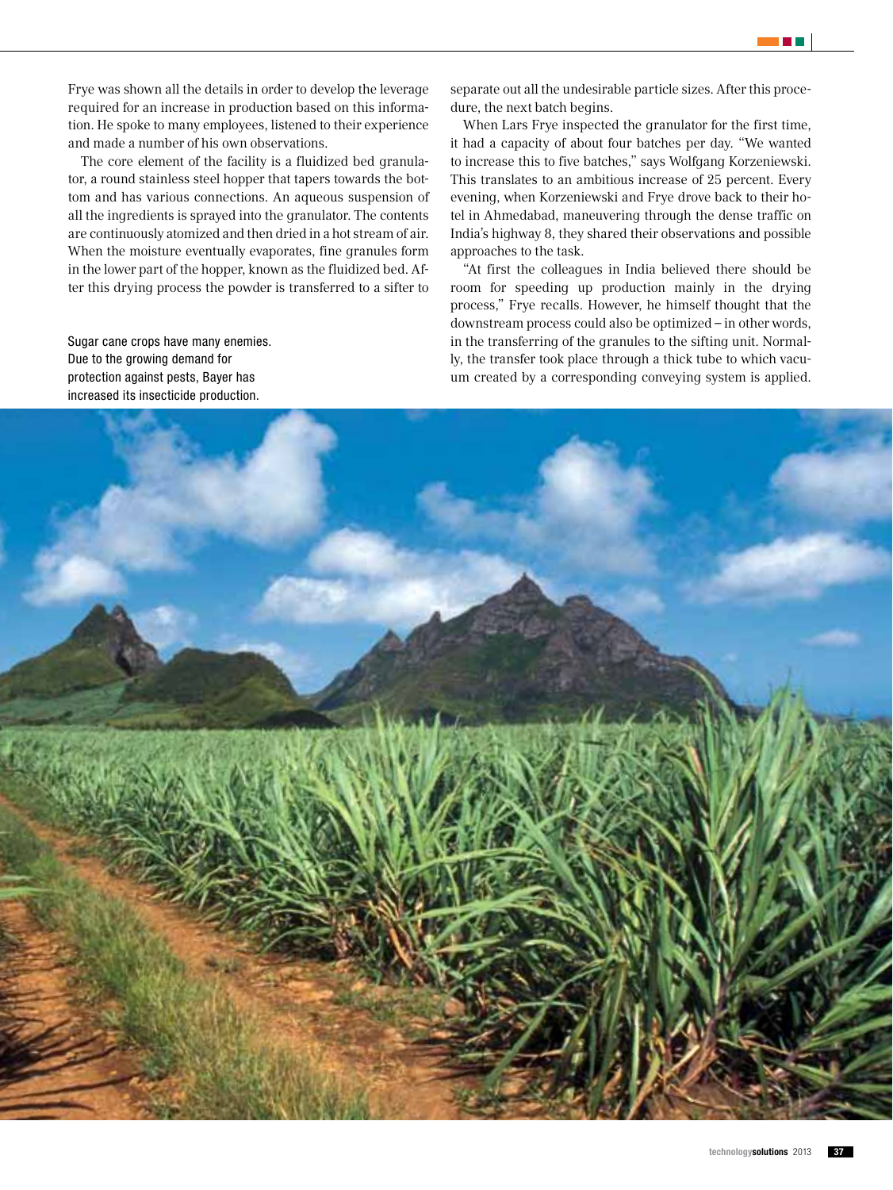Frye was shown all the details in order to develop the leverage required for an increase in production based on this information. He spoke to many employees, listened to their experience and made a number of his own observations.

The core element of the facility is a fluidized bed granulator, a round stainless steel hopper that tapers towards the bottom and has various connections. An aqueous suspension of all the ingredients is sprayed into the granulator. The contents are continuously atomized and then dried in a hot stream of air. When the moisture eventually evaporates, fine granules form in the lower part of the hopper, known as the fluidized bed. After this drying process the powder is transferred to a sifter to separate out all the undesirable particle sizes. After this procedure, the next batch begins.

When Lars Frye inspected the granulator for the first time, it had a capacity of about four batches per day. "We wanted to increase this to five batches," says Wolfgang Korzeniewski. This translates to an ambitious increase of 25 percent. Every evening, when Korzeniewski and Frye drove back to their hotel in Ahmedabad, maneuvering through the dense traffic on India's highway 8, they shared their observations and possible approaches to the task.

"At first the colleagues in India believed there should be room for speeding up production mainly in the drying process," Frye recalls. However, he himself thought that the downstream process could also be optimized – in other words, in the transferring of the granules to the sifting unit. Normally, the transfer took place through a thick tube to which vacuum created by a corresponding conveying system is applied.

Sugar cane crops have many enemies. Due to the growing demand for protection against pests, Bayer has increased its insecticide production.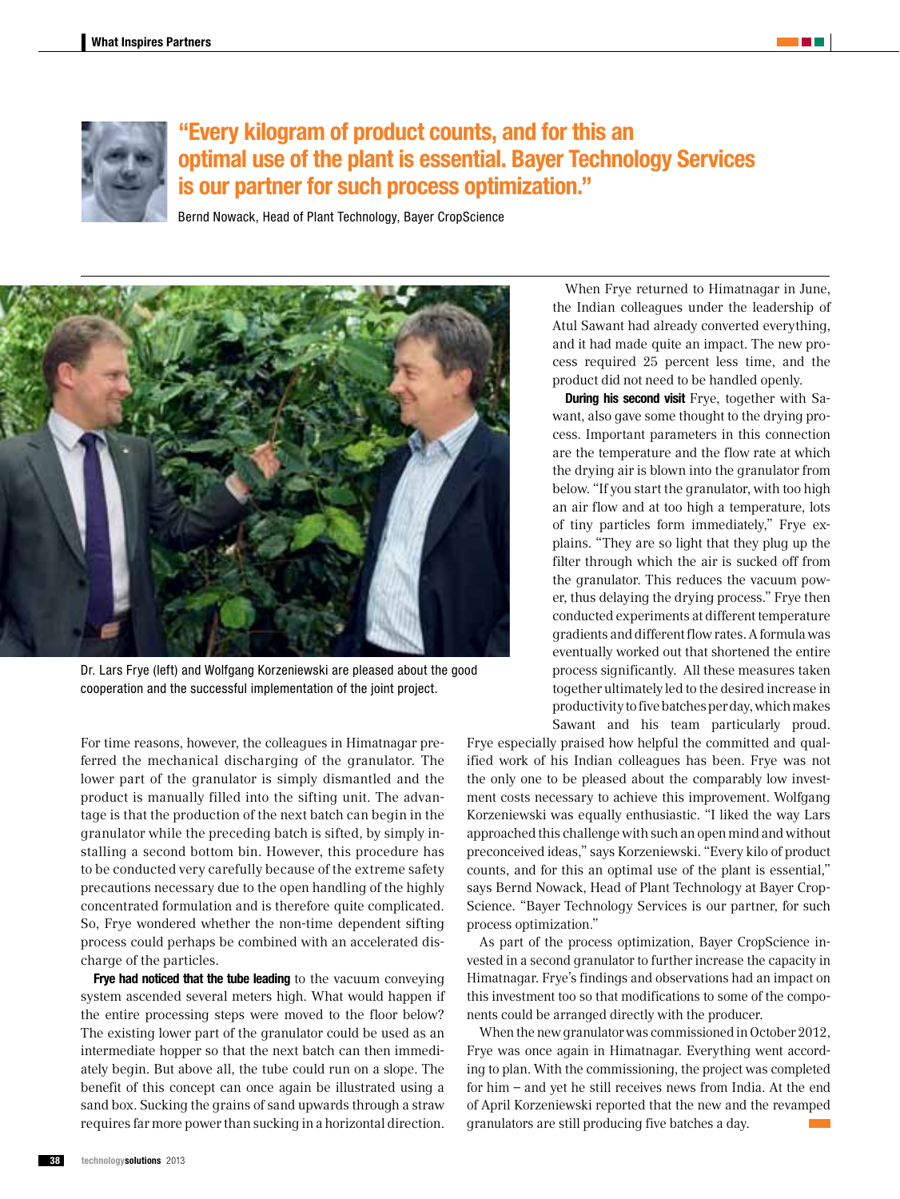## “Every kilogram of product counts, and for this an optimal use of the plant is essential. Bayer Technology Services is our partner for such process optimization.”

Bernd Nowack, Head of Plant Technology, Bayer CropScience

Dr. Lars Frye (left) and Wolfgang Korzeniewski are pleased about the good cooperation and the successful implementation of the joint project.

For time reasons, however, the colleagues in Himatnagar preferred the mechanical discharging of the granulator. The lower part of the granulator is simply dismantled and the product is manually filled into the sifting unit. The advantage is that the production of the next batch can begin in the granulator while the preceding batch is sifted, by simply installing a second bottom bin. However, this procedure has to be conducted very carefully because of the extreme safety precautions necessary due to the open handling of the highly concentrated formulation and is therefore quite complicated. So, Frye wondered whether the non-time dependent sifting process could perhaps be combined with an accelerated discharge of the particles.

**Frye had noticed that the tube leading** to the vacuum conveying system ascended several meters high. What would happen if the entire processing steps were moved to the floor below? The existing lower part of the granulator could be used as an intermediate hopper so that the next batch can then immediately begin. But above all, the tube could run on a slope. The benefit of this concept can once again be illustrated using a sand box. Sucking the grains of sand upwards through a straw requires far more power than sucking in a horizontal direction.

When Frye returned to Himatnagar in June, the Indian colleagues under the leadership of Atul Sawant had already converted everything, and it had made quite an impact. The new process required 25 percent less time, and the product did not need to be handled openly.

**During his second visit** Frye, together with Sawant, also gave some thought to the drying process. Important parameters in this connection are the temperature and the flow rate at which the drying air is blown into the granulator from below. “If you start the granulator, with too high an air flow and at too high a temperature, lots of tiny particles form immediately,” Frye explains. “They are so light that they plug up the filter through which the air is sucked off from the granulator. This reduces the vacuum power, thus delaying the drying process.” Frye then conducted experiments at different temperature gradients and different flow rates. A formula was eventually worked out that shortened the entire process significantly. All these measures taken together ultimately led to the desired increase in productivity to five batches per day, which makes Sawant and his team particularly proud. Frye especially praised how helpful the committed and qualified work of his Indian colleagues has been. Frye was not the only one to be pleased about the comparably low investment costs necessary to achieve this improvement. Wolfgang Korzeniewski was equally enthusiastic. “I liked the way Lars approached this challenge with such an open mind and without preconceived ideas,” says Korzeniewski. “Every kilo of product counts, and for this an optimal use of the plant is essential,” says Bernd Nowack, Head of Plant Technology at Bayer CropScience. “Bayer Technology Services is our partner, for such process optimization.”

As part of the process optimization, Bayer CropScience invested in a second granulator to further increase the capacity in Himatnagar. Frye’s findings and observations had an impact on this investment too so that modifications to some of the components could be arranged directly with the producer.

When the new granulator was commissioned in October 2012, Frye was once again in Himatnagar. Everything went according to plan. With the commissioning, the project was completed for him – and yet he still receives news from India. At the end of April Korzeniewski reported that the new and the revamped granulators are still producing five batches a day.